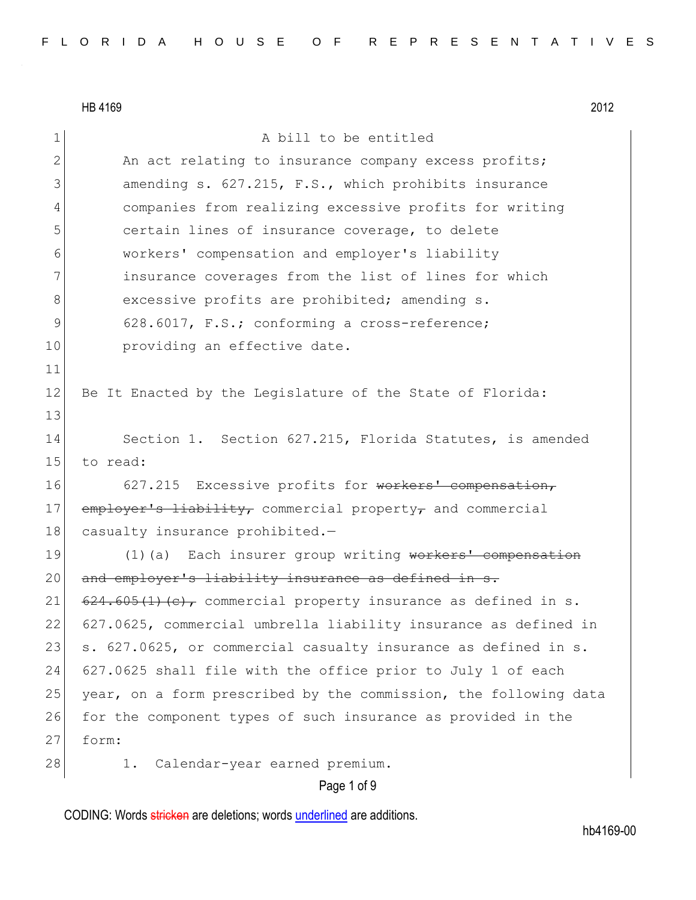A bill to be entitled

An act relating to insurance company excess profits; amending s. 627.215, F.S., which prohibits insurance companies from realizing excessive profits for writing certain lines of insurance coverage, to delete workers' compensation and employer's liability insurance coverages from the list of lines for which excessive profits are prohibited; amending s. 628.6017, F.S.; conforming a cross-reference; providing an effective date.

Be It Enacted by the Legislature of the State of Florida:

Section 1. Section 627.215, Florida Statutes, is amended to read:

627.215 Excessive profits for ~~workers' compensation, employer's liability,~~ commercial property~~,~~ and commercial casualty insurance prohibited.—

(1)(a) Each insurer group writing ~~workers' compensation and employer's liability insurance as defined in s. 624.605(1)(c),~~ commercial property insurance as defined in s. 627.0625, commercial umbrella liability insurance as defined in s. 627.0625, or commercial casualty insurance as defined in s. 627.0625 shall file with the office prior to July 1 of each year, on a form prescribed by the commission, the following data for the component types of such insurance as provided in the form:

1. Calendar-year earned premium.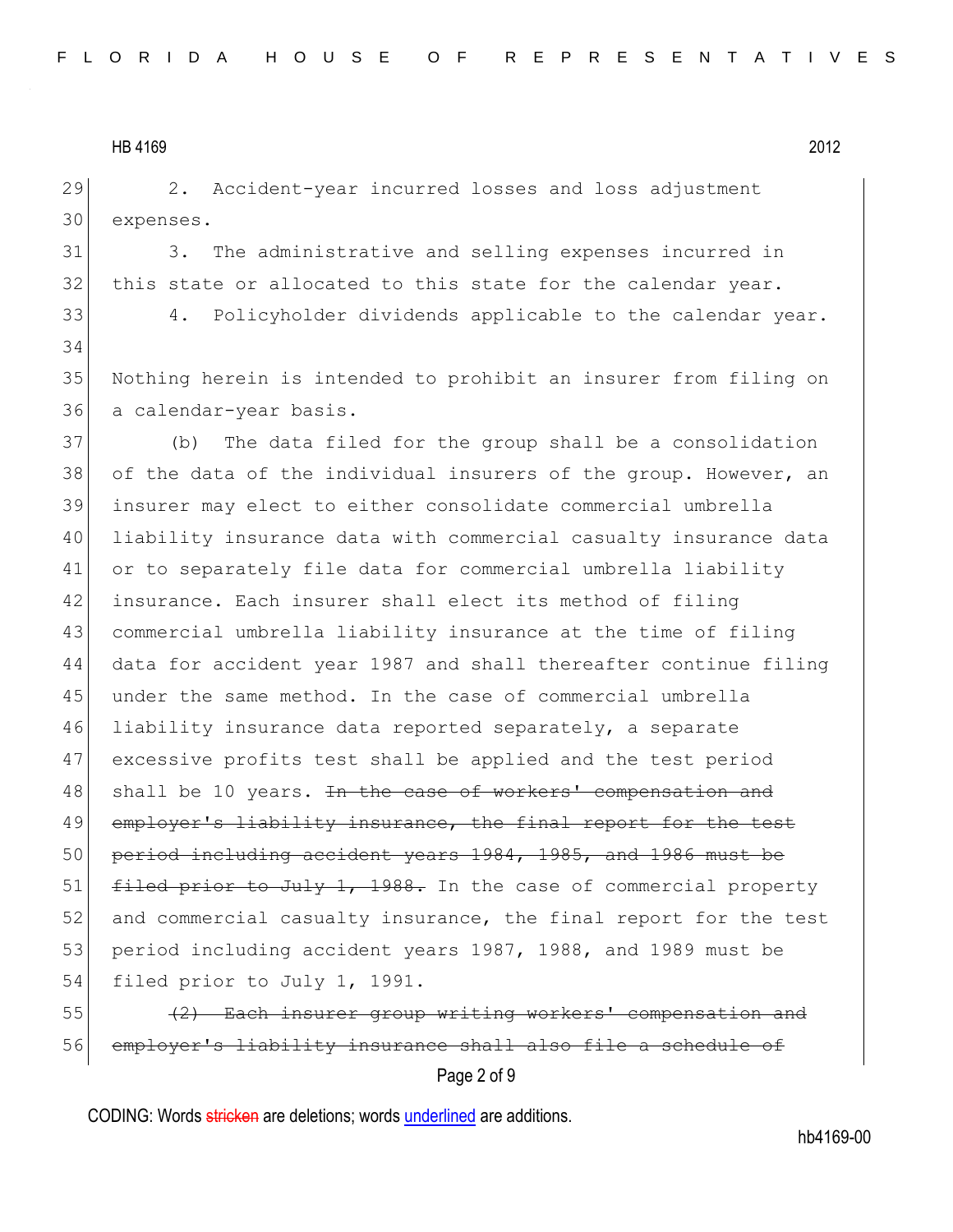2. Accident-year incurred losses and loss adjustment expenses.

3. The administrative and selling expenses incurred in this state or allocated to this state for the calendar year.

4. Policyholder dividends applicable to the calendar year.

Nothing herein is intended to prohibit an insurer from filing on a calendar-year basis.

(b) The data filed for the group shall be a consolidation of the data of the individual insurers of the group. However, an insurer may elect to either consolidate commercial umbrella liability insurance data with commercial casualty insurance data or to separately file data for commercial umbrella liability insurance. Each insurer shall elect its method of filing commercial umbrella liability insurance at the time of filing data for accident year 1987 and shall thereafter continue filing under the same method. In the case of commercial umbrella liability insurance data reported separately, a separate excessive profits test shall be applied and the test period shall be 10 years. ~~In the case of workers' compensation and employer's liability insurance, the final report for the test period including accident years 1984, 1985, and 1986 must be filed prior to July 1, 1988.~~ In the case of commercial property and commercial casualty insurance, the final report for the test period including accident years 1987, 1988, and 1989 must be filed prior to July 1, 1991.

~~(2) Each insurer group writing workers' compensation and employer's liability insurance shall also file a schedule of~~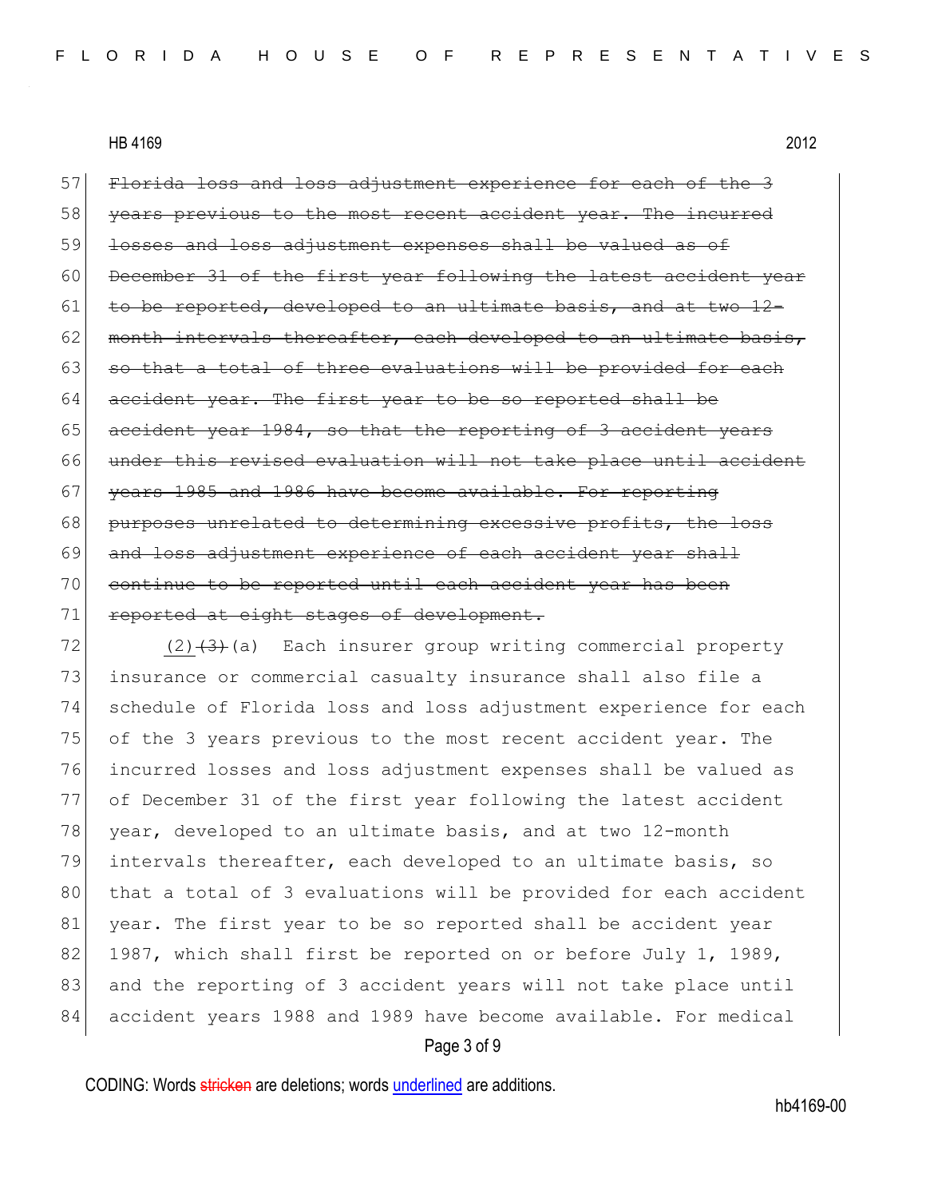~~Florida loss and loss adjustment experience for each of the 3 years previous to the most recent accident year. The incurred losses and loss adjustment expenses shall be valued as of December 31 of the first year following the latest accident year to be reported, developed to an ultimate basis, and at two 12-month intervals thereafter, each developed to an ultimate basis, so that a total of three evaluations will be provided for each accident year. The first year to be so reported shall be accident year 1984, so that the reporting of 3 accident years under this revised evaluation will not take place until accident years 1985 and 1986 have become available. For reporting purposes unrelated to determining excessive profits, the loss and loss adjustment experience of each accident year shall continue to be reported until each accident year has been reported at eight stages of development.~~

<u>(2)</u>~~(3)~~(a) Each insurer group writing commercial property insurance or commercial casualty insurance shall also file a schedule of Florida loss and loss adjustment experience for each of the 3 years previous to the most recent accident year. The incurred losses and loss adjustment expenses shall be valued as of December 31 of the first year following the latest accident year, developed to an ultimate basis, and at two 12-month intervals thereafter, each developed to an ultimate basis, so that a total of 3 evaluations will be provided for each accident year. The first year to be so reported shall be accident year 1987, which shall first be reported on or before July 1, 1989, and the reporting of 3 accident years will not take place until accident years 1988 and 1989 have become available. For medical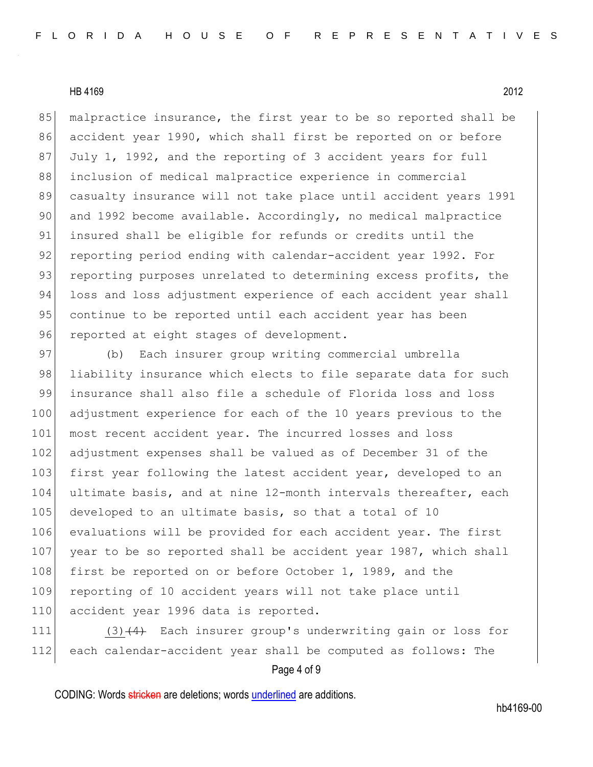malpractice insurance, the first year to be so reported shall be accident year 1990, which shall first be reported on or before July 1, 1992, and the reporting of 3 accident years for full inclusion of medical malpractice experience in commercial casualty insurance will not take place until accident years 1991 and 1992 become available. Accordingly, no medical malpractice insured shall be eligible for refunds or credits until the reporting period ending with calendar-accident year 1992. For reporting purposes unrelated to determining excess profits, the loss and loss adjustment experience of each accident year shall continue to be reported until each accident year has been reported at eight stages of development.

(b) Each insurer group writing commercial umbrella liability insurance which elects to file separate data for such insurance shall also file a schedule of Florida loss and loss adjustment experience for each of the 10 years previous to the most recent accident year. The incurred losses and loss adjustment expenses shall be valued as of December 31 of the first year following the latest accident year, developed to an ultimate basis, and at nine 12-month intervals thereafter, each developed to an ultimate basis, so that a total of 10 evaluations will be provided for each accident year. The first year to be so reported shall be accident year 1987, which shall first be reported on or before October 1, 1989, and the reporting of 10 accident years will not take place until accident year 1996 data is reported.

<u>(3)</u>~~(4)~~ Each insurer group's underwriting gain or loss for each calendar-accident year shall be computed as follows: The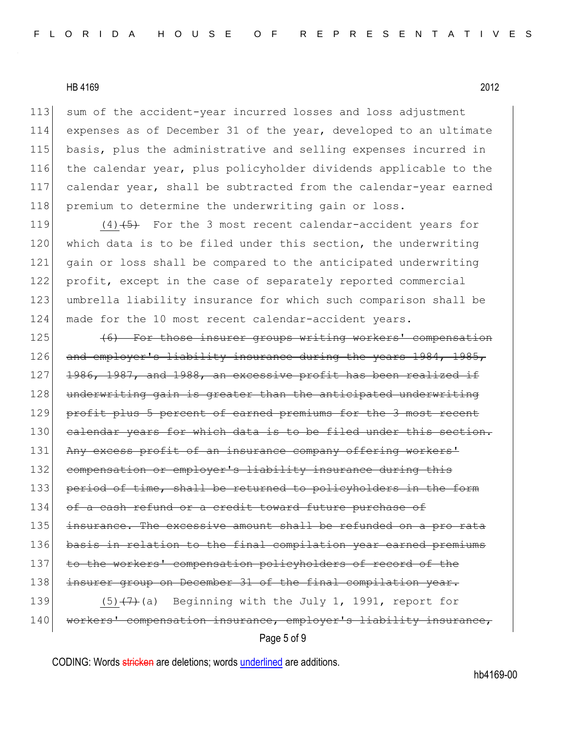113 sum of the accident-year incurred losses and loss adjustment
114 expenses as of December 31 of the year, developed to an ultimate
115 basis, plus the administrative and selling expenses incurred in
116 the calendar year, plus policyholder dividends applicable to the
117 calendar year, shall be subtracted from the calendar-year earned
118 premium to determine the underwriting gain or loss.

119 <u>(4)</u>~~(5)~~ For the 3 most recent calendar-accident years for
120 which data is to be filed under this section, the underwriting
121 gain or loss shall be compared to the anticipated underwriting
122 profit, except in the case of separately reported commercial
123 umbrella liability insurance for which such comparison shall be
124 made for the 10 most recent calendar-accident years.

125 ~~(6) For those insurer groups writing workers' compensation~~
126 ~~and employer's liability insurance during the years 1984, 1985,~~
127 ~~1986, 1987, and 1988, an excessive profit has been realized if~~
128 ~~underwriting gain is greater than the anticipated underwriting~~
129 ~~profit plus 5 percent of earned premiums for the 3 most recent~~
130 ~~calendar years for which data is to be filed under this section.~~
131 ~~Any excess profit of an insurance company offering workers'~~
132 ~~compensation or employer's liability insurance during this~~
133 ~~period of time, shall be returned to policyholders in the form~~
134 ~~of a cash refund or a credit toward future purchase of~~
135 ~~insurance. The excessive amount shall be refunded on a pro rata~~
136 ~~basis in relation to the final compilation year earned premiums~~
137 ~~to the workers' compensation policyholders of record of the~~
138 ~~insurer group on December 31 of the final compilation year.~~

139 <u>(5)</u>~~(7)~~(a) Beginning with the July 1, 1991, report for
140 ~~workers' compensation insurance, employer's liability insurance,~~

CODING: Words ~~stricken~~ are deletions; words <u>underlined</u> are additions.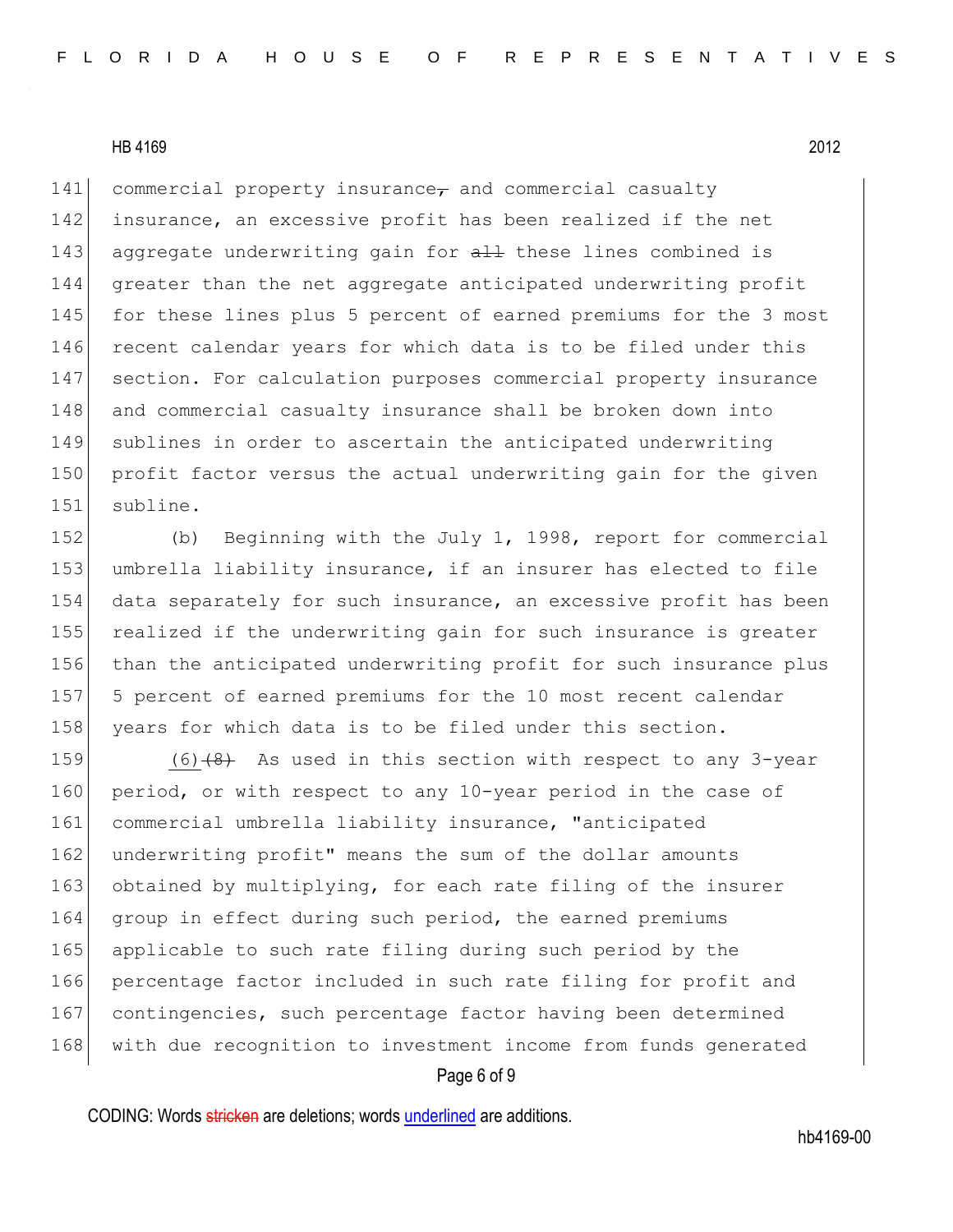141 commercial property insurance~~,~~ and commercial casualty
142 insurance, an excessive profit has been realized if the net
143 aggregate underwriting gain for ~~all~~ these lines combined is
144 greater than the net aggregate anticipated underwriting profit
145 for these lines plus 5 percent of earned premiums for the 3 most
146 recent calendar years for which data is to be filed under this
147 section. For calculation purposes commercial property insurance
148 and commercial casualty insurance shall be broken down into
149 sublines in order to ascertain the anticipated underwriting
150 profit factor versus the actual underwriting gain for the given
151 subline.

152 (b) Beginning with the July 1, 1998, report for commercial
153 umbrella liability insurance, if an insurer has elected to file
154 data separately for such insurance, an excessive profit has been
155 realized if the underwriting gain for such insurance is greater
156 than the anticipated underwriting profit for such insurance plus
157 5 percent of earned premiums for the 10 most recent calendar
158 years for which data is to be filed under this section.

159 <u>(6)</u>~~(8)~~ As used in this section with respect to any 3-year
160 period, or with respect to any 10-year period in the case of
161 commercial umbrella liability insurance, "anticipated
162 underwriting profit" means the sum of the dollar amounts
163 obtained by multiplying, for each rate filing of the insurer
164 group in effect during such period, the earned premiums
165 applicable to such rate filing during such period by the
166 percentage factor included in such rate filing for profit and
167 contingencies, such percentage factor having been determined
168 with due recognition to investment income from funds generated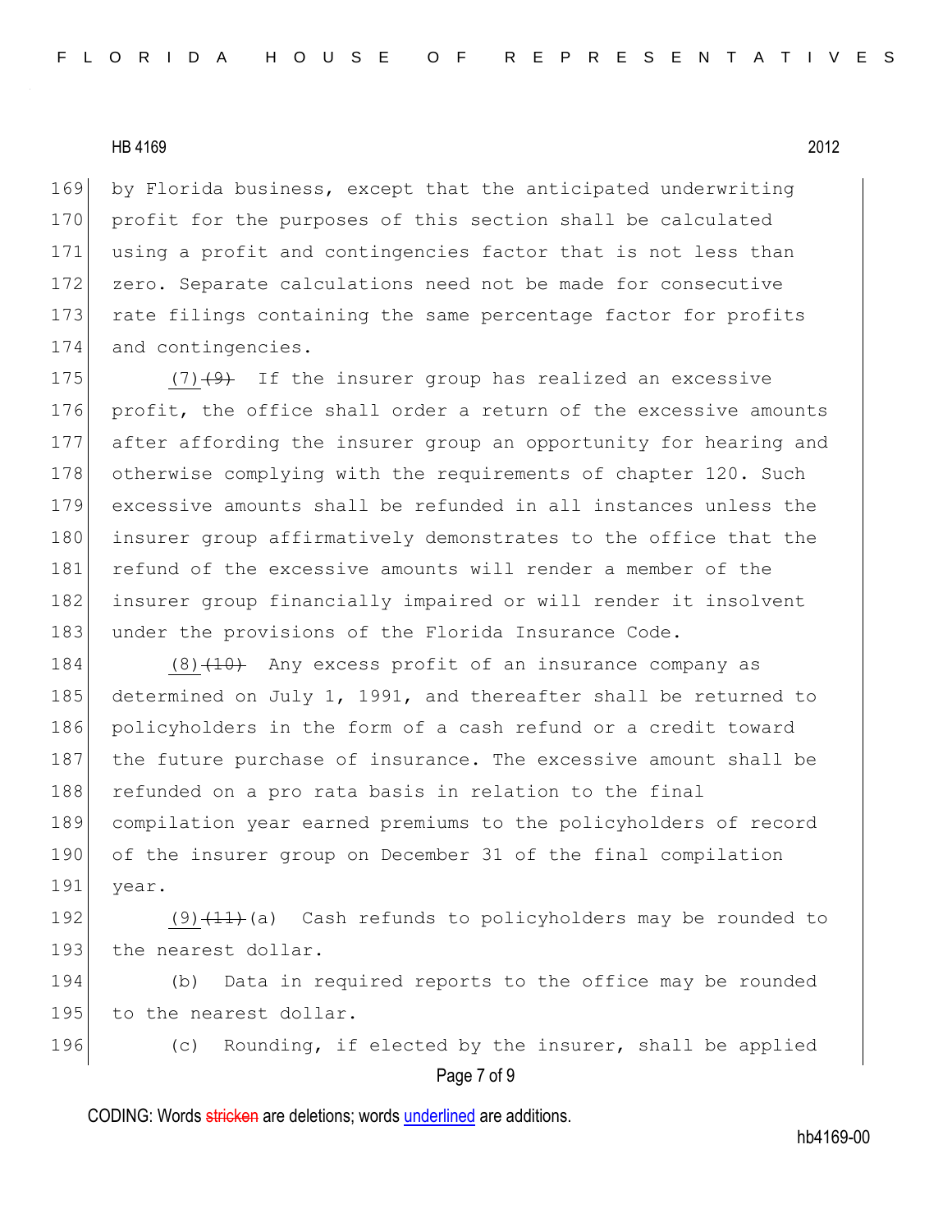169 by Florida business, except that the anticipated underwriting
170 profit for the purposes of this section shall be calculated
171 using a profit and contingencies factor that is not less than
172 zero. Separate calculations need not be made for consecutive
173 rate filings containing the same percentage factor for profits
174 and contingencies.

175 <u>(7)</u>~~(9)~~ If the insurer group has realized an excessive
176 profit, the office shall order a return of the excessive amounts
177 after affording the insurer group an opportunity for hearing and
178 otherwise complying with the requirements of chapter 120. Such
179 excessive amounts shall be refunded in all instances unless the
180 insurer group affirmatively demonstrates to the office that the
181 refund of the excessive amounts will render a member of the
182 insurer group financially impaired or will render it insolvent
183 under the provisions of the Florida Insurance Code.

184 <u>(8)</u>~~(10)~~ Any excess profit of an insurance company as
185 determined on July 1, 1991, and thereafter shall be returned to
186 policyholders in the form of a cash refund or a credit toward
187 the future purchase of insurance. The excessive amount shall be
188 refunded on a pro rata basis in relation to the final
189 compilation year earned premiums to the policyholders of record
190 of the insurer group on December 31 of the final compilation
191 year.

192 <u>(9)</u>~~(11)~~(a) Cash refunds to policyholders may be rounded to
193 the nearest dollar.

194 (b) Data in required reports to the office may be rounded
195 to the nearest dollar.

196 (c) Rounding, if elected by the insurer, shall be applied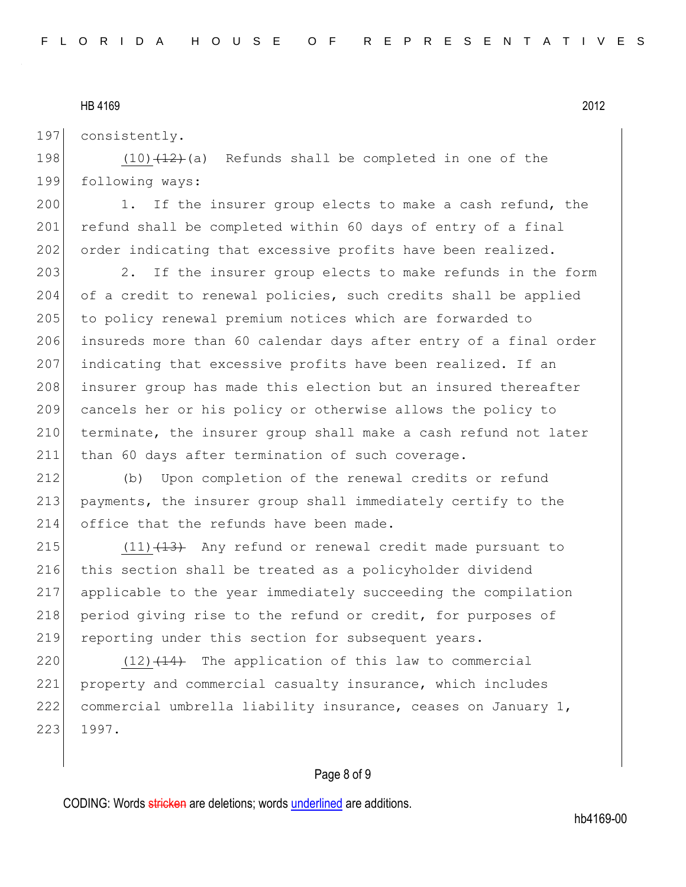consistently.

(10)~~(12)~~(a) Refunds shall be completed in one of the following ways:

1. If the insurer group elects to make a cash refund, the refund shall be completed within 60 days of entry of a final order indicating that excessive profits have been realized.

2. If the insurer group elects to make refunds in the form of a credit to renewal policies, such credits shall be applied to policy renewal premium notices which are forwarded to insureds more than 60 calendar days after entry of a final order indicating that excessive profits have been realized. If an insurer group has made this election but an insured thereafter cancels her or his policy or otherwise allows the policy to terminate, the insurer group shall make a cash refund not later than 60 days after termination of such coverage.

(b) Upon completion of the renewal credits or refund payments, the insurer group shall immediately certify to the office that the refunds have been made.

(11)~~(13)~~ Any refund or renewal credit made pursuant to this section shall be treated as a policyholder dividend applicable to the year immediately succeeding the compilation period giving rise to the refund or credit, for purposes of reporting under this section for subsequent years.

(12)~~(14)~~ The application of this law to commercial property and commercial casualty insurance, which includes commercial umbrella liability insurance, ceases on January 1, 1997.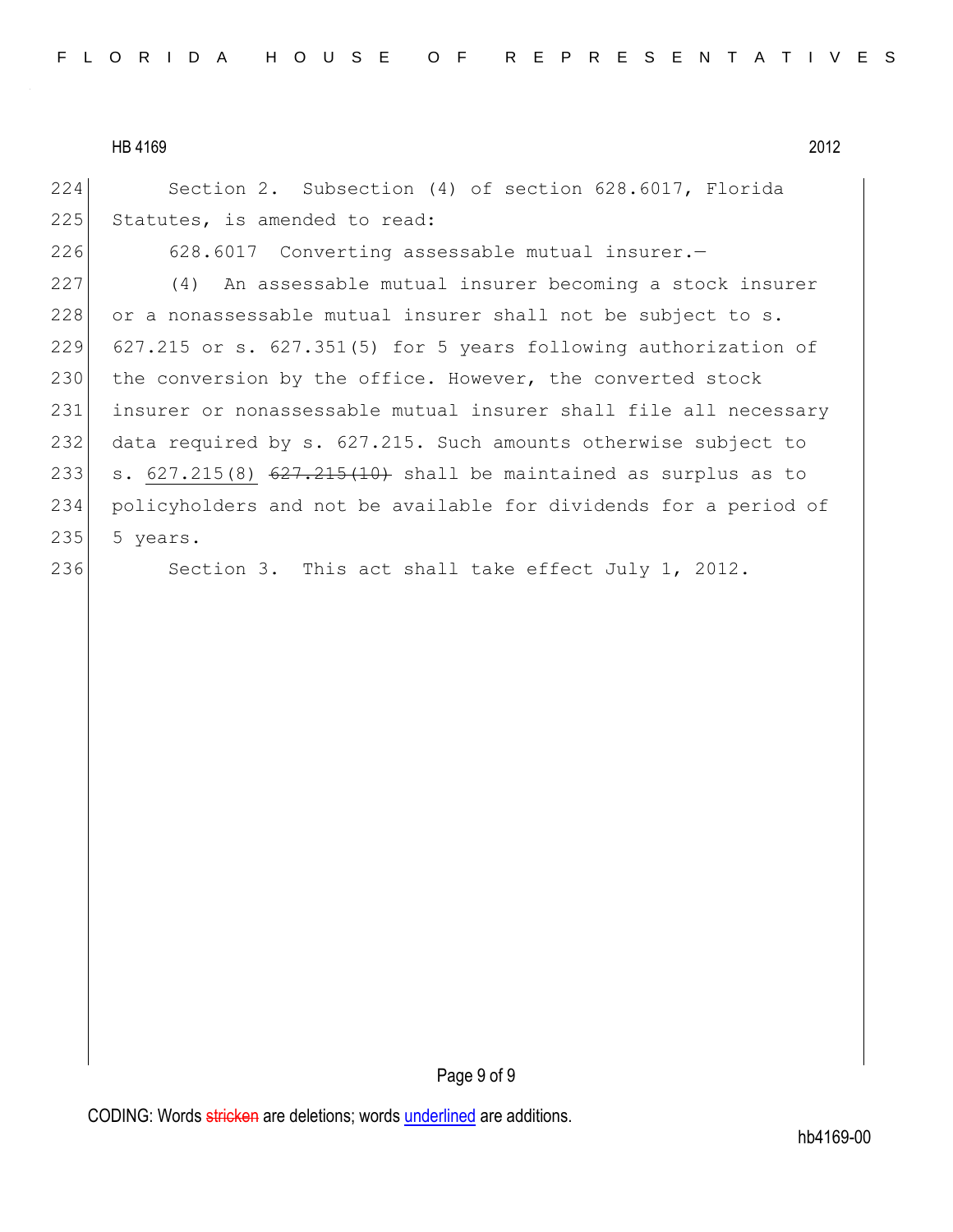Section 2. Subsection (4) of section 628.6017, Florida Statutes, is amended to read:

628.6017 Converting assessable mutual insurer.—

(4) An assessable mutual insurer becoming a stock insurer or a nonassessable mutual insurer shall not be subject to s. 627.215 or s. 627.351(5) for 5 years following authorization of the conversion by the office. However, the converted stock insurer or nonassessable mutual insurer shall file all necessary data required by s. 627.215. Such amounts otherwise subject to s. <u>627.215(8)</u> ~~627.215(10)~~ shall be maintained as surplus as to policyholders and not be available for dividends for a period of 5 years.

Section 3. This act shall take effect July 1, 2012.

CODING: Words ~~stricken~~ are deletions; words <u>underlined</u> are additions.